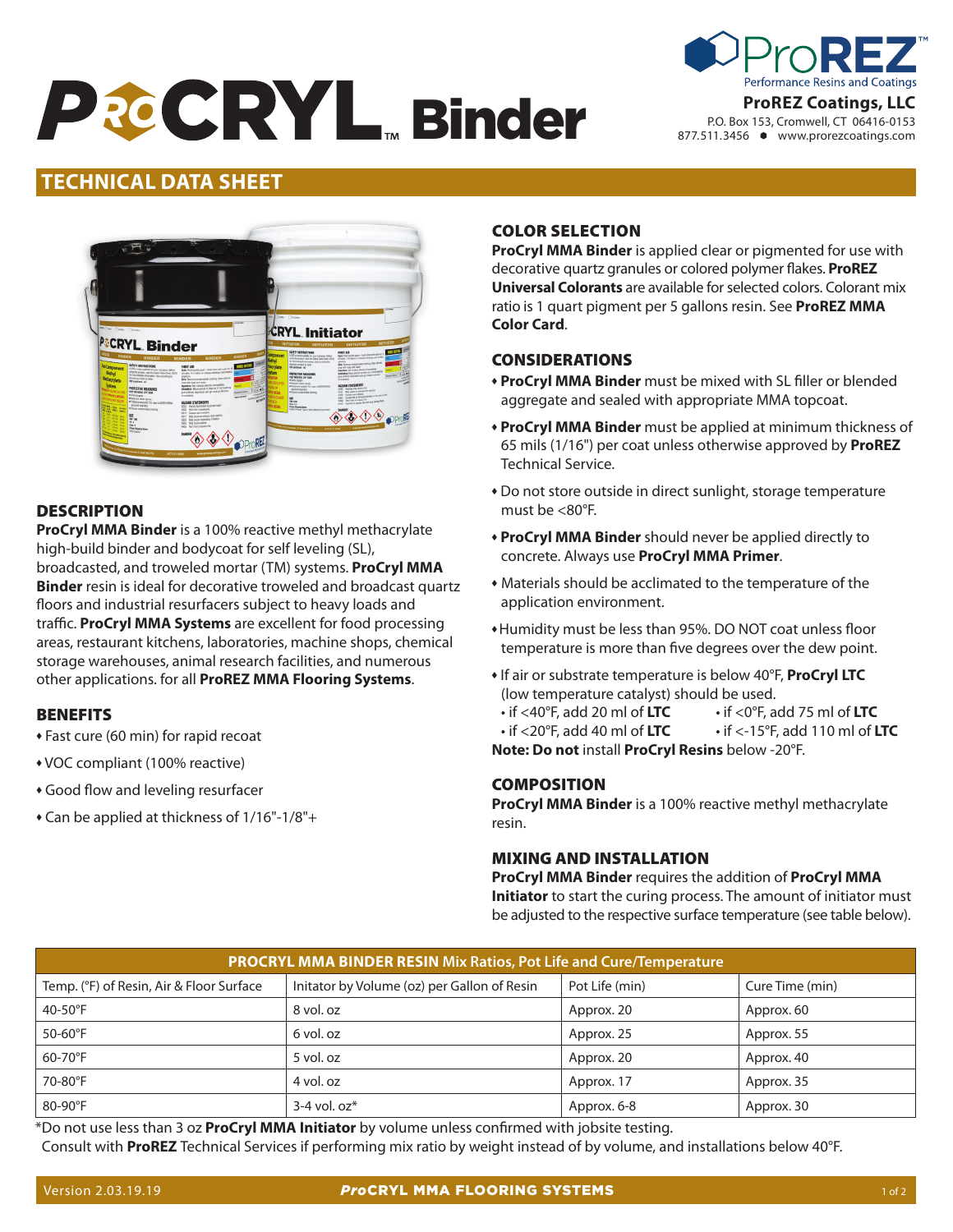# ProCRYL™ Binder

**ProREZ Coatings, LLC**
P.O. Box 153, Cromwell, CT 06416-0153
877.511.3456 • www.prorezcoatings.com

## TECHNICAL DATA SHEET

### DESCRIPTION

**ProCryl MMA Binder** is a 100% reactive methyl methacrylate high-build binder and bodycoat for self leveling (SL), broadcasted, and troweled mortar (TM) systems. **ProCryl MMA Binder** resin is ideal for decorative troweled and broadcast quartz floors and industrial resurfacers subject to heavy loads and traffic. **ProCryl MMA Systems** are excellent for food processing areas, restaurant kitchens, laboratories, machine shops, chemical storage warehouses, animal research facilities, and numerous other applications. for all **ProREZ MMA Flooring Systems**.

### BENEFITS

- Fast cure (60 min) for rapid recoat
- VOC compliant (100% reactive)
- Good flow and leveling resurfacer
- Can be applied at thickness of 1/16"-1/8"+

### COLOR SELECTION

**ProCryl MMA Binder** is applied clear or pigmented for use with decorative quartz granules or colored polymer flakes. **ProREZ Universal Colorants** are available for selected colors. Colorant mix ratio is 1 quart pigment per 5 gallons resin. See **ProREZ MMA Color Card**.

### CONSIDERATIONS

- **ProCryl MMA Binder** must be mixed with SL filler or blended aggregate and sealed with appropriate MMA topcoat.
- **ProCryl MMA Binder** must be applied at minimum thickness of 65 mils (1/16") per coat unless otherwise approved by **ProREZ** Technical Service.
- Do not store outside in direct sunlight, storage temperature must be <80°F.
- **ProCryl MMA Binder** should never be applied directly to concrete. Always use **ProCryl MMA Primer**.
- Materials should be acclimated to the temperature of the application environment.
- Humidity must be less than 95%. DO NOT coat unless floor temperature is more than five degrees over the dew point.
- If air or substrate temperature is below 40°F, **ProCryl LTC** (low temperature catalyst) should be used.
  - if <40°F, add 20 ml of **LTC**
  - if <20°F, add 40 ml of **LTC**
  - if <0°F, add 75 ml of **LTC**
  - if <-15°F, add 110 ml of **LTC**

**Note: Do not** install **ProCryl Resins** below -20°F.

### COMPOSITION

**ProCryl MMA Binder** is a 100% reactive methyl methacrylate resin.

### MIXING AND INSTALLATION

**ProCryl MMA Binder** requires the addition of **ProCryl MMA Initiator** to start the curing process. The amount of initiator must be adjusted to the respective surface temperature (see table below).

**PROCRYL MMA BINDER RESIN Mix Ratios, Pot Life and Cure/Temperature**

| Temp. (°F) of Resin, Air & Floor Surface | Initator by Volume (oz) per Gallon of Resin | Pot Life (min) | Cure Time (min) |
|---|---|---|---|
| 40-50°F | 8 vol. oz | Approx. 20 | Approx. 60 |
| 50-60°F | 6 vol. oz | Approx. 25 | Approx. 55 |
| 60-70°F | 5 vol. oz | Approx. 20 | Approx. 40 |
| 70-80°F | 4 vol. oz | Approx. 17 | Approx. 35 |
| 80-90°F | 3-4 vol. oz* | Approx. 6-8 | Approx. 30 |

*Do not use less than 3 oz **ProCryl MMA Initiator** by volume unless confirmed with jobsite testing.
Consult with **ProREZ** Technical Services if performing mix ratio by weight instead of by volume, and installations below 40°F.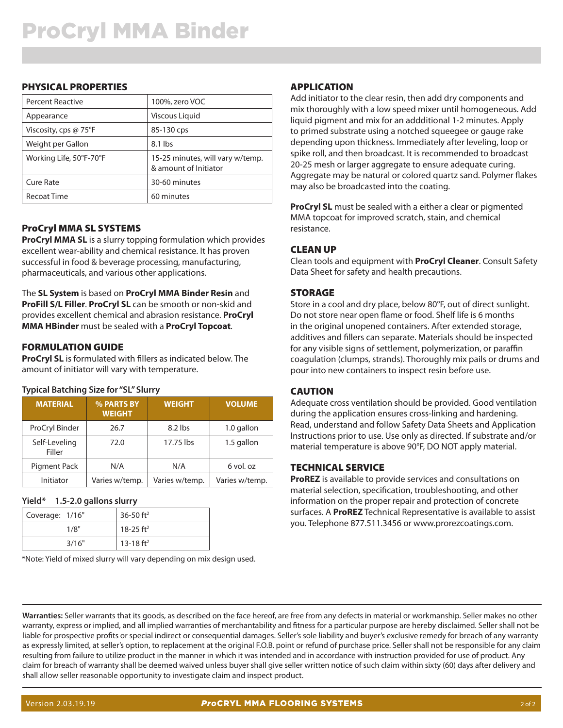# ProCryl MMA Binder

## PHYSICAL PROPERTIES

| | |
|---|---|
| Percent Reactive | 100%, zero VOC |
| Appearance | Viscous Liquid |
| Viscosity, cps @ 75°F | 85-130 cps |
| Weight per Gallon | 8.1 lbs |
| Working Life, 50°F-70°F | 15-25 minutes, will vary w/temp. & amount of Initiator |
| Cure Rate | 30-60 minutes |
| Recoat Time | 60 minutes |

## ProCryl MMA SL SYSTEMS

**ProCryl MMA SL** is a slurry topping formulation which provides excellent wear-ability and chemical resistance. It has proven successful in food & beverage processing, manufacturing, pharmaceuticals, and various other applications.

The **SL System** is based on **ProCryl MMA Binder Resin** and **ProFill S/L Filler**. **ProCryl SL** can be smooth or non-skid and provides excellent chemical and abrasion resistance. **ProCryl MMA HBinder** must be sealed with a **ProCryl Topcoat**.

## FORMULATION GUIDE

**ProCryl SL** is formulated with fillers as indicated below. The amount of initiator will vary with temperature.

**Typical Batching Size for "SL" Slurry**

| MATERIAL | % PARTS BY WEIGHT | WEIGHT | VOLUME |
|---|---|---|---|
| ProCryl Binder | 26.7 | 8.2 lbs | 1.0 gallon |
| Self-Leveling Filler | 72.0 | 17.75 lbs | 1.5 gallon |
| Pigment Pack | N/A | N/A | 6 vol. oz |
| Initiator | Varies w/temp. | Varies w/temp. | Varies w/temp. |

**Yield\* 1.5-2.0 gallons slurry**

| | |
|---|---|
| Coverage: 1/16" | 36-50 ft$^2$ |
| 1/8" | 18-25 ft$^2$ |
| 3/16" | 13-18 ft$^2$ |

\*Note: Yield of mixed slurry will vary depending on mix design used.

## APPLICATION

Add initiator to the clear resin, then add dry components and mix thoroughly with a low speed mixer until homogeneous. Add liquid pigment and mix for an addditional 1-2 minutes. Apply to primed substrate using a notched squeegee or gauge rake depending upon thickness. Immediately after leveling, loop or spike roll, and then broadcast. It is recommended to broadcast 20-25 mesh or larger aggregate to ensure adequate curing. Aggregate may be natural or colored quartz sand. Polymer flakes may also be broadcasted into the coating.

**ProCryl SL** must be sealed with a either a clear or pigmented MMA topcoat for improved scratch, stain, and chemical resistance.

## CLEAN UP

Clean tools and equipment with **ProCryl Cleaner**. Consult Safety Data Sheet for safety and health precautions.

## STORAGE

Store in a cool and dry place, below 80°F, out of direct sunlight. Do not store near open flame or food. Shelf life is 6 months in the original unopened containers. After extended storage, additives and fillers can separate. Materials should be inspected for any visible signs of settlement, polymerization, or paraffin coagulation (clumps, strands). Thoroughly mix pails or drums and pour into new containers to inspect resin before use.

## CAUTION

Adequate cross ventilation should be provided. Good ventilation during the application ensures cross-linking and hardening. Read, understand and follow Safety Data Sheets and Application Instructions prior to use. Use only as directed. If substrate and/or material temperature is above 90°F, DO NOT apply material.

## TECHNICAL SERVICE

**ProREZ** is available to provide services and consultations on material selection, specification, troubleshooting, and other information on the proper repair and protection of concrete surfaces. A **ProREZ** Technical Representative is available to assist you. Telephone 877.511.3456 or www.prorezcoatings.com.

**Warranties:** Seller warrants that its goods, as described on the face hereof, are free from any defects in material or workmanship. Seller makes no other warranty, express or implied, and all implied warranties of merchantability and fitness for a particular purpose are hereby disclaimed. Seller shall not be liable for prospective profits or special indirect or consequential damages. Seller's sole liability and buyer's exclusive remedy for breach of any warranty as expressly limited, at seller's option, to replacement at the original F.O.B. point or refund of purchase price. Seller shall not be responsible for any claim resulting from failure to utilize product in the manner in which it was intended and in accordance with instruction provided for use of product. Any claim for breach of warranty shall be deemed waived unless buyer shall give seller written notice of such claim within sixty (60) days after delivery and shall allow seller reasonable opportunity to investigate claim and inspect product.